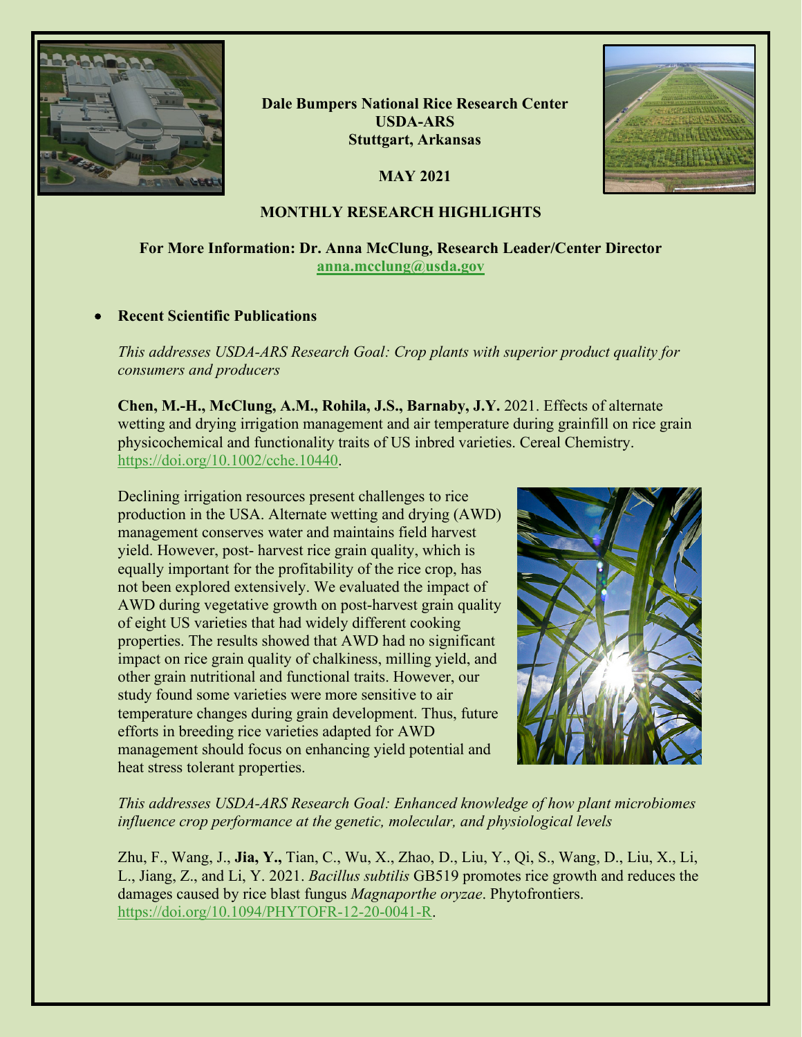**Dale Bumpers National Rice Research Center**
**USDA-ARS**
**Stuttgart, Arkansas**

**MAY 2021**

## MONTHLY RESEARCH HIGHLIGHTS

**For More Information: Dr. Anna McClung, Research Leader/Center Director**
**anna.mcclung@usda.gov**

- **Recent Scientific Publications**

*This addresses USDA-ARS Research Goal: Crop plants with superior product quality for consumers and producers*

**Chen, M.-H., McClung, A.M., Rohila, J.S., Barnaby, J.Y.** 2021. Effects of alternate wetting and drying irrigation management and air temperature during grainfill on rice grain physicochemical and functionality traits of US inbred varieties. Cereal Chemistry. https://doi.org/10.1002/cche.10440.

Declining irrigation resources present challenges to rice production in the USA. Alternate wetting and drying (AWD) management conserves water and maintains field harvest yield. However, post- harvest rice grain quality, which is equally important for the profitability of the rice crop, has not been explored extensively. We evaluated the impact of AWD during vegetative growth on post-harvest grain quality of eight US varieties that had widely different cooking properties. The results showed that AWD had no significant impact on rice grain quality of chalkiness, milling yield, and other grain nutritional and functional traits. However, our study found some varieties were more sensitive to air temperature changes during grain development. Thus, future efforts in breeding rice varieties adapted for AWD management should focus on enhancing yield potential and heat stress tolerant properties.

*This addresses USDA-ARS Research Goal: Enhanced knowledge of how plant microbiomes influence crop performance at the genetic, molecular, and physiological levels*

Zhu, F., Wang, J., **Jia, Y.,** Tian, C., Wu, X., Zhao, D., Liu, Y., Qi, S., Wang, D., Liu, X., Li, L., Jiang, Z., and Li, Y. 2021. *Bacillus subtilis* GB519 promotes rice growth and reduces the damages caused by rice blast fungus *Magnaporthe oryzae*. Phytofrontiers. https://doi.org/10.1094/PHYTOFR-12-20-0041-R.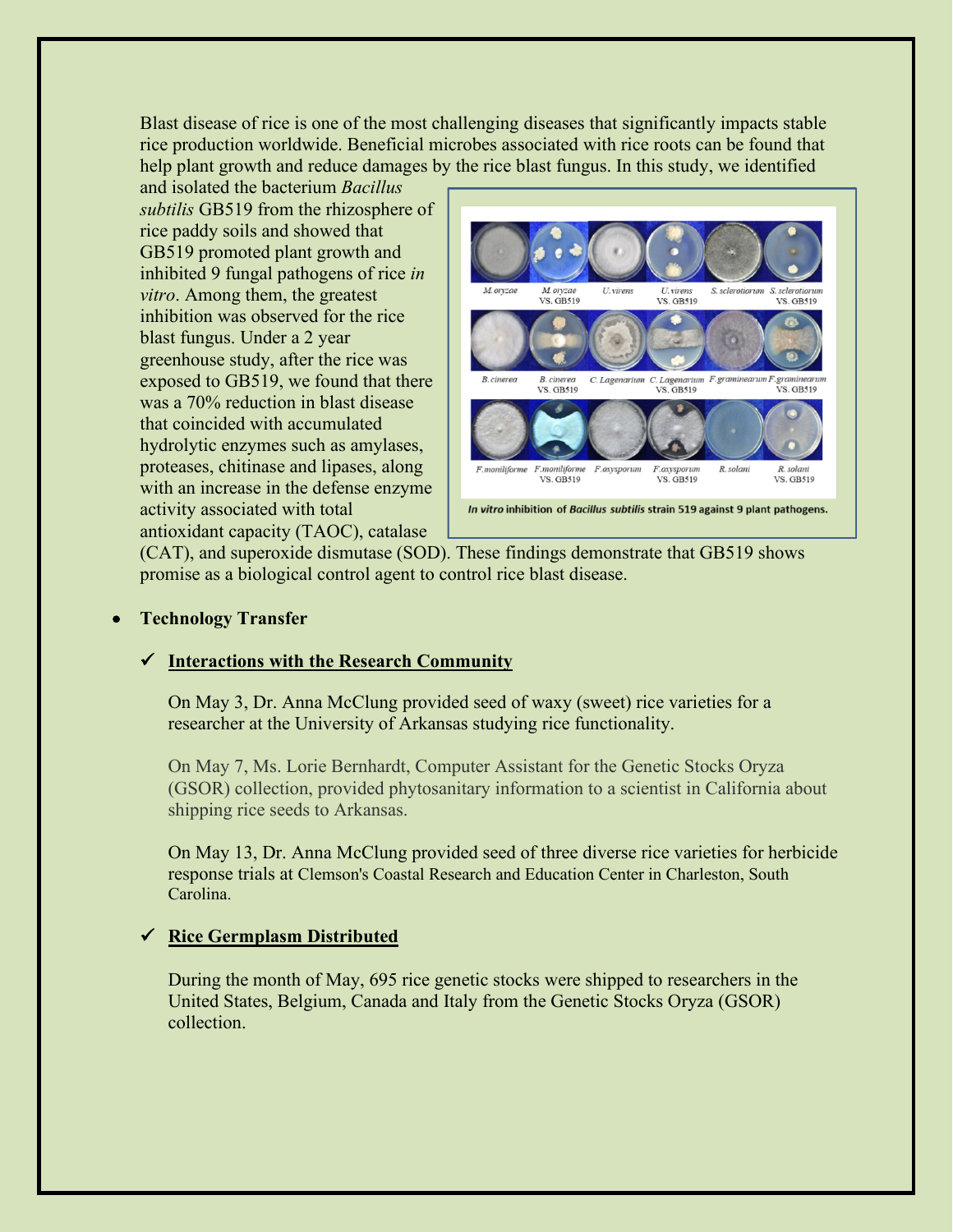Blast disease of rice is one of the most challenging diseases that significantly impacts stable rice production worldwide. Beneficial microbes associated with rice roots can be found that help plant growth and reduce damages by the rice blast fungus. In this study, we identified and isolated the bacterium *Bacillus subtilis* GB519 from the rhizosphere of rice paddy soils and showed that GB519 promoted plant growth and inhibited 9 fungal pathogens of rice *in vitro*. Among them, the greatest inhibition was observed for the rice blast fungus. Under a 2 year greenhouse study, after the rice was exposed to GB519, we found that there was a 70% reduction in blast disease that coincided with accumulated hydrolytic enzymes such as amylases, proteases, chitinase and lipases, along with an increase in the defense enzyme activity associated with total antioxidant capacity (TAOC), catalase (CAT), and superoxide dismutase (SOD). These findings demonstrate that GB519 shows promise as a biological control agent to control rice blast disease.

M.oryzae | M.oryzae VS. GB519 | U.virens | U.virens VS. GB519 | S.sclerotiorum | S.sclerotiorum VS. GB519 | B.cinerea | B.cinerea VS. GB519 | C.Lagenarium | C.Lagenarium VS. GB519 | F.graminearum | F.graminearum VS. GB519 | F.moniliforme | F.moniliforme VS. GB519 | F.oxysporum | F.oxysporum VS. GB519 | R.solani | R.solani VS. GB519

***In vitro*** **inhibition of** ***Bacillus subtilis*** **strain 519 against 9 plant pathogens.**

- **Technology Transfer**

## ✓ Interactions with the Research Community

On May 3, Dr. Anna McClung provided seed of waxy (sweet) rice varieties for a researcher at the University of Arkansas studying rice functionality.

On May 7, Ms. Lorie Bernhardt, Computer Assistant for the Genetic Stocks Oryza (GSOR) collection, provided phytosanitary information to a scientist in California about shipping rice seeds to Arkansas.

On May 13, Dr. Anna McClung provided seed of three diverse rice varieties for herbicide response trials at Clemson's Coastal Research and Education Center in Charleston, South Carolina.

## ✓ Rice Germplasm Distributed

During the month of May, 695 rice genetic stocks were shipped to researchers in the United States, Belgium, Canada and Italy from the Genetic Stocks Oryza (GSOR) collection.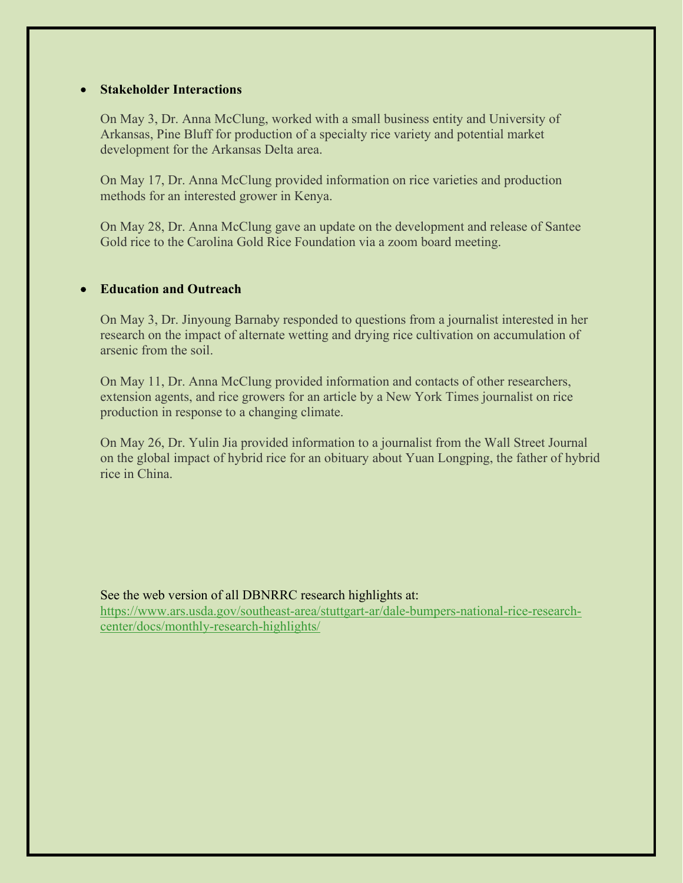- **Stakeholder Interactions**

  On May 3, Dr. Anna McClung, worked with a small business entity and University of Arkansas, Pine Bluff for production of a specialty rice variety and potential market development for the Arkansas Delta area.

  On May 17, Dr. Anna McClung provided information on rice varieties and production methods for an interested grower in Kenya.

  On May 28, Dr. Anna McClung gave an update on the development and release of Santee Gold rice to the Carolina Gold Rice Foundation via a zoom board meeting.

- **Education and Outreach**

  On May 3, Dr. Jinyoung Barnaby responded to questions from a journalist interested in her research on the impact of alternate wetting and drying rice cultivation on accumulation of arsenic from the soil.

  On May 11, Dr. Anna McClung provided information and contacts of other researchers, extension agents, and rice growers for an article by a New York Times journalist on rice production in response to a changing climate.

  On May 26, Dr. Yulin Jia provided information to a journalist from the Wall Street Journal on the global impact of hybrid rice for an obituary about Yuan Longping, the father of hybrid rice in China.

See the web version of all DBNRRC research highlights at:
https://www.ars.usda.gov/southeast-area/stuttgart-ar/dale-bumpers-national-rice-research-center/docs/monthly-research-highlights/